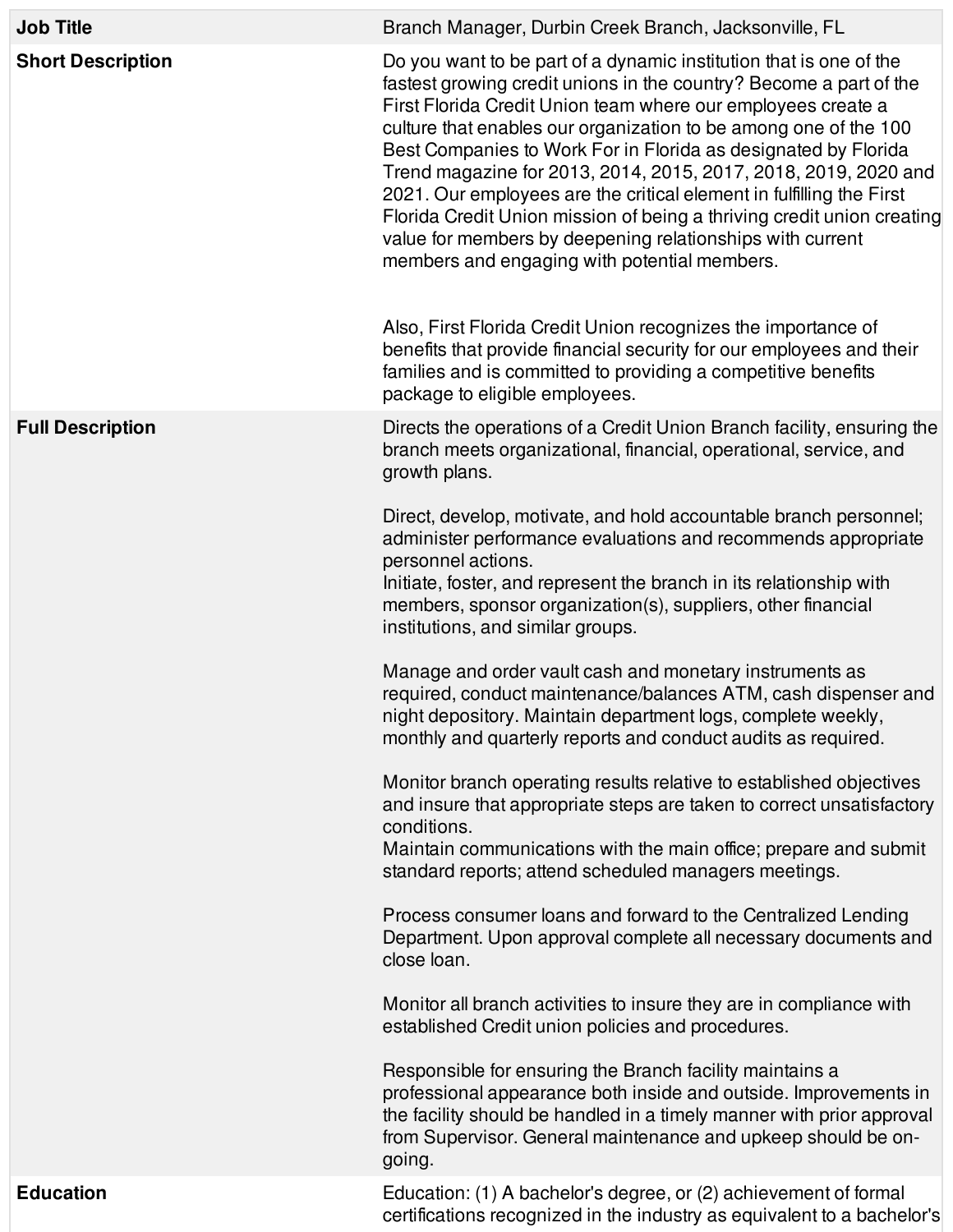| | |
|---|---|
| **Job Title** | Branch Manager, Durbin Creek Branch, Jacksonville, FL |
| **Short Description** | Do you want to be part of a dynamic institution that is one of the fastest growing credit unions in the country? Become a part of the First Florida Credit Union team where our employees create a culture that enables our organization to be among one of the 100 Best Companies to Work For in Florida as designated by Florida Trend magazine for 2013, 2014, 2015, 2017, 2018, 2019, 2020 and 2021. Our employees are the critical element in fulfilling the First Florida Credit Union mission of being a thriving credit union creating value for members by deepening relationships with current members and engaging with potential members.<br><br>Also, First Florida Credit Union recognizes the importance of benefits that provide financial security for our employees and their families and is committed to providing a competitive benefits package to eligible employees. |
| **Full Description** | Directs the operations of a Credit Union Branch facility, ensuring the branch meets organizational, financial, operational, service, and growth plans.<br><br>Direct, develop, motivate, and hold accountable branch personnel; administer performance evaluations and recommends appropriate personnel actions.<br>Initiate, foster, and represent the branch in its relationship with members, sponsor organization(s), suppliers, other financial institutions, and similar groups.<br><br>Manage and order vault cash and monetary instruments as required, conduct maintenance/balances ATM, cash dispenser and night depository. Maintain department logs, complete weekly, monthly and quarterly reports and conduct audits as required.<br><br>Monitor branch operating results relative to established objectives and insure that appropriate steps are taken to correct unsatisfactory conditions.<br>Maintain communications with the main office; prepare and submit standard reports; attend scheduled managers meetings.<br><br>Process consumer loans and forward to the Centralized Lending Department. Upon approval complete all necessary documents and close loan.<br><br>Monitor all branch activities to insure they are in compliance with established Credit union policies and procedures.<br><br>Responsible for ensuring the Branch facility maintains a professional appearance both inside and outside. Improvements in the facility should be handled in a timely manner with prior approval from Supervisor. General maintenance and upkeep should be on-going. |
| **Education** | Education: (1) A bachelor's degree, or (2) achievement of formal certifications recognized in the industry as equivalent to a bachelor's |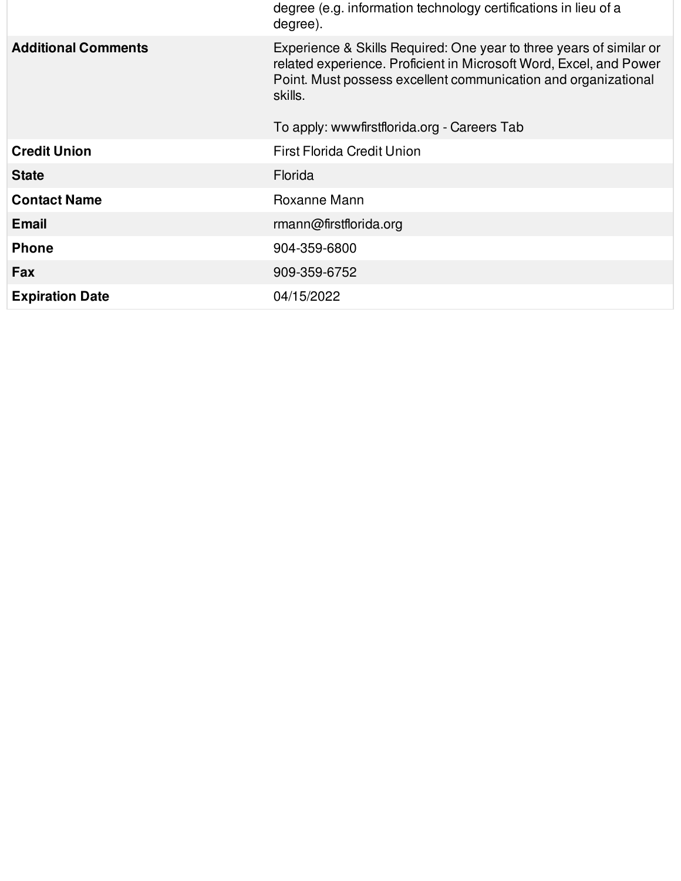| | |
|---|---|
| | degree (e.g. information technology certifications in lieu of a degree). |
| **Additional Comments** | Experience & Skills Required: One year to three years of similar or related experience. Proficient in Microsoft Word, Excel, and Power Point. Must possess excellent communication and organizational skills.<br><br>To apply: wwwfirstflorida.org - Careers Tab |
| **Credit Union** | First Florida Credit Union |
| **State** | Florida |
| **Contact Name** | Roxanne Mann |
| **Email** | rmann@firstflorida.org |
| **Phone** | 904-359-6800 |
| **Fax** | 909-359-6752 |
| **Expiration Date** | 04/15/2022 |